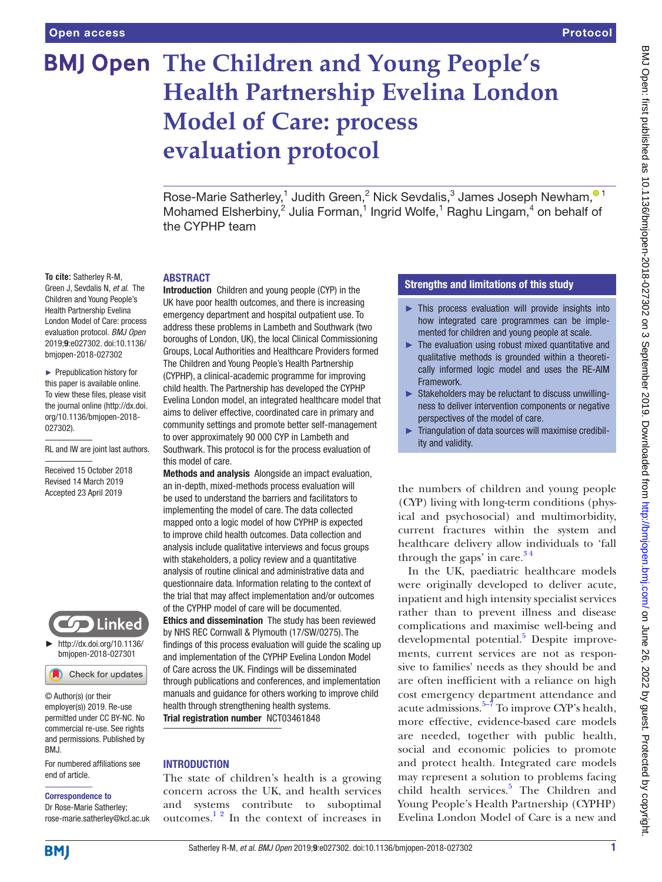# The Children and Young People's Health Partnership Evelina London Model of Care: process evaluation protocol

Rose-Marie Satherley,[1] Judith Green,[2] Nick Sevdalis,[3] James Joseph Newham,[1] Mohamed Elsherbiny,[2] Julia Forman,[1] Ingrid Wolfe,[1] Raghu Lingam,[4] on behalf of the CYPHP team

**To cite:** Satherley R-M, Green J, Sevdalis N, *et al*. The Children and Young People's Health Partnership Evelina London Model of Care: process evaluation protocol. *BMJ Open* 2019;**9**:e027302. doi:10.1136/bmjopen-2018-027302

► Prepublication history for this paper is available online. To view these files, please visit the journal online (http://dx.doi.org/10.1136/bmjopen-2018-027302).

RL and IW are joint last authors.

Received 15 October 2018
Revised 14 March 2019
Accepted 23 April 2019

► http://dx.doi.org/10.1136/bmjopen-2018-027301

© Author(s) (or their employer(s)) 2019. Re-use permitted under CC BY-NC. No commercial re-use. See rights and permissions. Published by BMJ.

For numbered affiliations see end of article.

**Correspondence to**
Dr Rose-Marie Satherley; rose-marie.satherley@kcl.ac.uk

## ABSTRACT

**Introduction** Children and young people (CYP) in the UK have poor health outcomes, and there is increasing emergency department and hospital outpatient use. To address these problems in Lambeth and Southwark (two boroughs of London, UK), the local Clinical Commissioning Groups, Local Authorities and Healthcare Providers formed The Children and Young People's Health Partnership (CYPHP), a clinical-academic programme for improving child health. The Partnership has developed the CYPHP Evelina London model, an integrated healthcare model that aims to deliver effective, coordinated care in primary and community settings and promote better self-management to over approximately 90 000 CYP in Lambeth and Southwark. This protocol is for the process evaluation of this model of care.

**Methods and analysis** Alongside an impact evaluation, an in-depth, mixed-methods process evaluation will be used to understand the barriers and facilitators to implementing the model of care. The data collected mapped onto a logic model of how CYPHP is expected to improve child health outcomes. Data collection and analysis include qualitative interviews and focus groups with stakeholders, a policy review and a quantitative analysis of routine clinical and administrative data and questionnaire data. Information relating to the context of the trial that may affect implementation and/or outcomes of the CYPHP model of care will be documented.

**Ethics and dissemination** The study has been reviewed by NHS REC Cornwall & Plymouth (17/SW/0275). The findings of this process evaluation will guide the scaling up and implementation of the CYPHP Evelina London Model of Care across the UK. Findings will be disseminated through publications and conferences, and implementation manuals and guidance for others working to improve child health through strengthening health systems.

**Trial registration number** NCT03461848

## Strengths and limitations of this study

- This process evaluation will provide insights into how integrated care programmes can be implemented for children and young people at scale.
- The evaluation using robust mixed quantitative and qualitative methods is grounded within a theoretically informed logic model and uses the RE-AIM Framework.
- Stakeholders may be reluctant to discuss unwillingness to deliver intervention components or negative perspectives of the model of care.
- Triangulation of data sources will maximise credibility and validity.

## INTRODUCTION

The state of children's health is a growing concern across the UK, and health services and systems contribute to suboptimal outcomes.[1 2] In the context of increases in the numbers of children and young people (CYP) living with long-term conditions (physical and psychosocial) and multimorbidity, current fractures within the system and healthcare delivery allow individuals to 'fall through the gaps' in care.[3 4]

In the UK, paediatric healthcare models were originally developed to deliver acute, inpatient and high intensity specialist services rather than to prevent illness and disease complications and maximise well-being and developmental potential.[5] Despite improvements, current services are not as responsive to families' needs as they should be and are often inefficient with a reliance on high cost emergency department attendance and acute admissions.[5–7] To improve CYP's health, more effective, evidence-based care models are needed, together with public health, social and economic policies to promote and protect health. Integrated care models may represent a solution to problems facing child health services.[5] The Children and Young People's Health Partnership (CYPHP) Evelina London Model of Care is a new and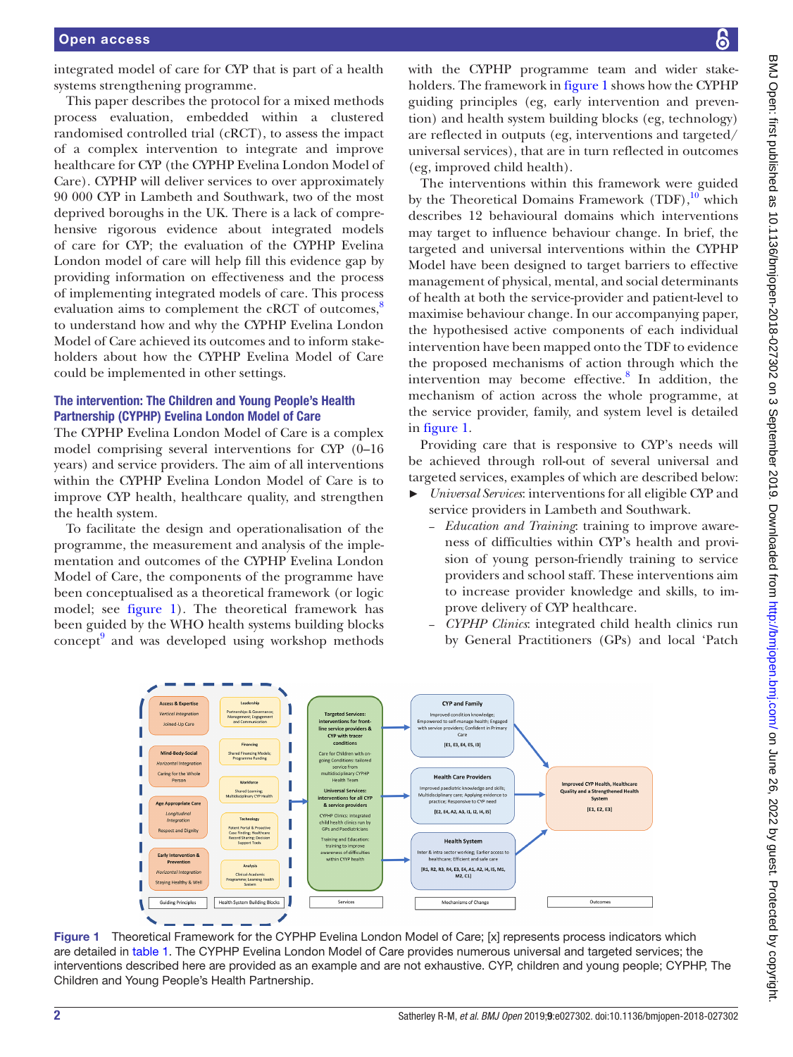integrated model of care for CYP that is part of a health systems strengthening programme.

This paper describes the protocol for a mixed methods process evaluation, embedded within a clustered randomised controlled trial (cRCT), to assess the impact of a complex intervention to integrate and improve healthcare for CYP (the CYPHP Evelina London Model of Care). CYPHP will deliver services to over approximately 90 000 CYP in Lambeth and Southwark, two of the most deprived boroughs in the UK. There is a lack of comprehensive rigorous evidence about integrated models of care for CYP; the evaluation of the CYPHP Evelina London model of care will help fill this evidence gap by providing information on effectiveness and the process of implementing integrated models of care. This process evaluation aims to complement the cRCT of outcomes,[8] to understand how and why the CYPHP Evelina London Model of Care achieved its outcomes and to inform stakeholders about how the CYPHP Evelina Model of Care could be implemented in other settings.

### The intervention: The Children and Young People's Health Partnership (CYPHP) Evelina London Model of Care

The CYPHP Evelina London Model of Care is a complex model comprising several interventions for CYP (0–16 years) and service providers. The aim of all interventions within the CYPHP Evelina London Model of Care is to improve CYP health, healthcare quality, and strengthen the health system.

To facilitate the design and operationalisation of the programme, the measurement and analysis of the implementation and outcomes of the CYPHP Evelina London Model of Care, the components of the programme have been conceptualised as a theoretical framework (or logic model; see figure 1). The theoretical framework has been guided by the WHO health systems building blocks concept[9] and was developed using workshop methods with the CYPHP programme team and wider stakeholders. The framework in figure 1 shows how the CYPHP guiding principles (eg, early intervention and prevention) and health system building blocks (eg, technology) are reflected in outputs (eg, interventions and targeted/universal services), that are in turn reflected in outcomes (eg, improved child health).

The interventions within this framework were guided by the Theoretical Domains Framework (TDF),[10] which describes 12 behavioural domains which interventions may target to influence behaviour change. In brief, the targeted and universal interventions within the CYPHP Model have been designed to target barriers to effective management of physical, mental, and social determinants of health at both the service-provider and patient-level to maximise behaviour change. In our accompanying paper, the hypothesised active components of each individual intervention have been mapped onto the TDF to evidence the proposed mechanisms of action through which the intervention may become effective.[8] In addition, the mechanism of action across the whole programme, at the service provider, family, and system level is detailed in figure 1.

Providing care that is responsive to CYP's needs will be achieved through roll-out of several universal and targeted services, examples of which are described below:

- *Universal Services*: interventions for all eligible CYP and service providers in Lambeth and Southwark.
  - *Education and Training*: training to improve awareness of difficulties within CYP's health and provision of young person-friendly training to service providers and school staff. These interventions aim to increase provider knowledge and skills, to improve delivery of CYP healthcare.
  - *CYPHP Clinics*: integrated child health clinics run by General Practitioners (GPs) and local 'Patch

**Figure 1** Theoretical Framework for the CYPHP Evelina London Model of Care; [x] represents process indicators which are detailed in table 1. The CYPHP Evelina London Model of Care provides numerous universal and targeted services; the interventions described here are provided as an example and are not exhaustive. CYP, children and young people; CYPHP, The Children and Young People's Health Partnership.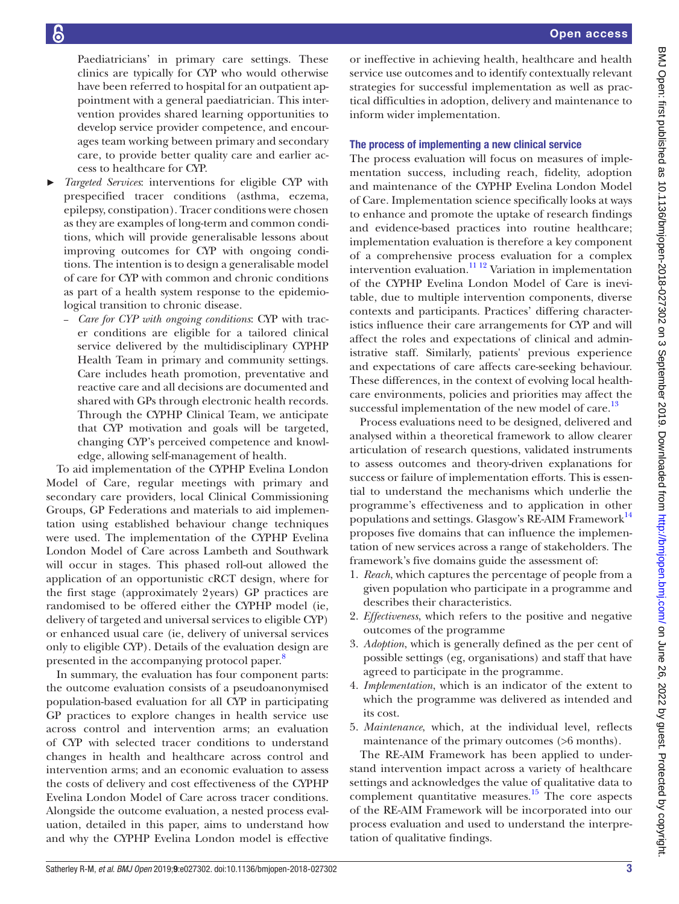Paediatricians' in primary care settings. These clinics are typically for CYP who would otherwise have been referred to hospital for an outpatient appointment with a general paediatrician. This intervention provides shared learning opportunities to develop service provider competence, and encourages team working between primary and secondary care, to provide better quality care and earlier access to healthcare for CYP.

- *Targeted Services*: interventions for eligible CYP with prespecified tracer conditions (asthma, eczema, epilepsy, constipation). Tracer conditions were chosen as they are examples of long-term and common conditions, which will provide generalisable lessons about improving outcomes for CYP with ongoing conditions. The intention is to design a generalisable model of care for CYP with common and chronic conditions as part of a health system response to the epidemiological transition to chronic disease.
  - *Care for CYP with ongoing conditions*: CYP with tracer conditions are eligible for a tailored clinical service delivered by the multidisciplinary CYPHP Health Team in primary and community settings. Care includes heath promotion, preventative and reactive care and all decisions are documented and shared with GPs through electronic health records. Through the CYPHP Clinical Team, we anticipate that CYP motivation and goals will be targeted, changing CYP's perceived competence and knowledge, allowing self-management of health.

To aid implementation of the CYPHP Evelina London Model of Care, regular meetings with primary and secondary care providers, local Clinical Commissioning Groups, GP Federations and materials to aid implementation using established behaviour change techniques were used. The implementation of the CYPHP Evelina London Model of Care across Lambeth and Southwark will occur in stages. This phased roll-out allowed the application of an opportunistic cRCT design, where for the first stage (approximately 2 years) GP practices are randomised to be offered either the CYPHP model (ie, delivery of targeted and universal services to eligible CYP) or enhanced usual care (ie, delivery of universal services only to eligible CYP). Details of the evaluation design are presented in the accompanying protocol paper.[8]

In summary, the evaluation has four component parts: the outcome evaluation consists of a pseudoanonymised population-based evaluation for all CYP in participating GP practices to explore changes in health service use across control and intervention arms; an evaluation of CYP with selected tracer conditions to understand changes in health and healthcare across control and intervention arms; and an economic evaluation to assess the costs of delivery and cost effectiveness of the CYPHP Evelina London Model of Care across tracer conditions. Alongside the outcome evaluation, a nested process evaluation, detailed in this paper, aims to understand how and why the CYPHP Evelina London model is effective or ineffective in achieving health, healthcare and health service use outcomes and to identify contextually relevant strategies for successful implementation as well as practical difficulties in adoption, delivery and maintenance to inform wider implementation.

## The process of implementing a new clinical service

The process evaluation will focus on measures of implementation success, including reach, fidelity, adoption and maintenance of the CYPHP Evelina London Model of Care. Implementation science specifically looks at ways to enhance and promote the uptake of research findings and evidence-based practices into routine healthcare; implementation evaluation is therefore a key component of a comprehensive process evaluation for a complex intervention evaluation.[11 12] Variation in implementation of the CYPHP Evelina London Model of Care is inevitable, due to multiple intervention components, diverse contexts and participants. Practices' differing characteristics influence their care arrangements for CYP and will affect the roles and expectations of clinical and administrative staff. Similarly, patients' previous experience and expectations of care affects care-seeking behaviour. These differences, in the context of evolving local healthcare environments, policies and priorities may affect the successful implementation of the new model of care.[13]

Process evaluations need to be designed, delivered and analysed within a theoretical framework to allow clearer articulation of research questions, validated instruments to assess outcomes and theory-driven explanations for success or failure of implementation efforts. This is essential to understand the mechanisms which underlie the programme's effectiveness and to application in other populations and settings. Glasgow's RE-AIM Framework[14] proposes five domains that can influence the implementation of new services across a range of stakeholders. The framework's five domains guide the assessment of:

1. *Reach*, which captures the percentage of people from a given population who participate in a programme and describes their characteristics.
2. *Effectiveness*, which refers to the positive and negative outcomes of the programme
3. *Adoption*, which is generally defined as the per cent of possible settings (eg, organisations) and staff that have agreed to participate in the programme.
4. *Implementation*, which is an indicator of the extent to which the programme was delivered as intended and its cost.
5. *Maintenance*, which, at the individual level, reflects maintenance of the primary outcomes (>6 months).

The RE-AIM Framework has been applied to understand intervention impact across a variety of healthcare settings and acknowledges the value of qualitative data to complement quantitative measures.[15] The core aspects of the RE-AIM Framework will be incorporated into our process evaluation and used to understand the interpretation of qualitative findings.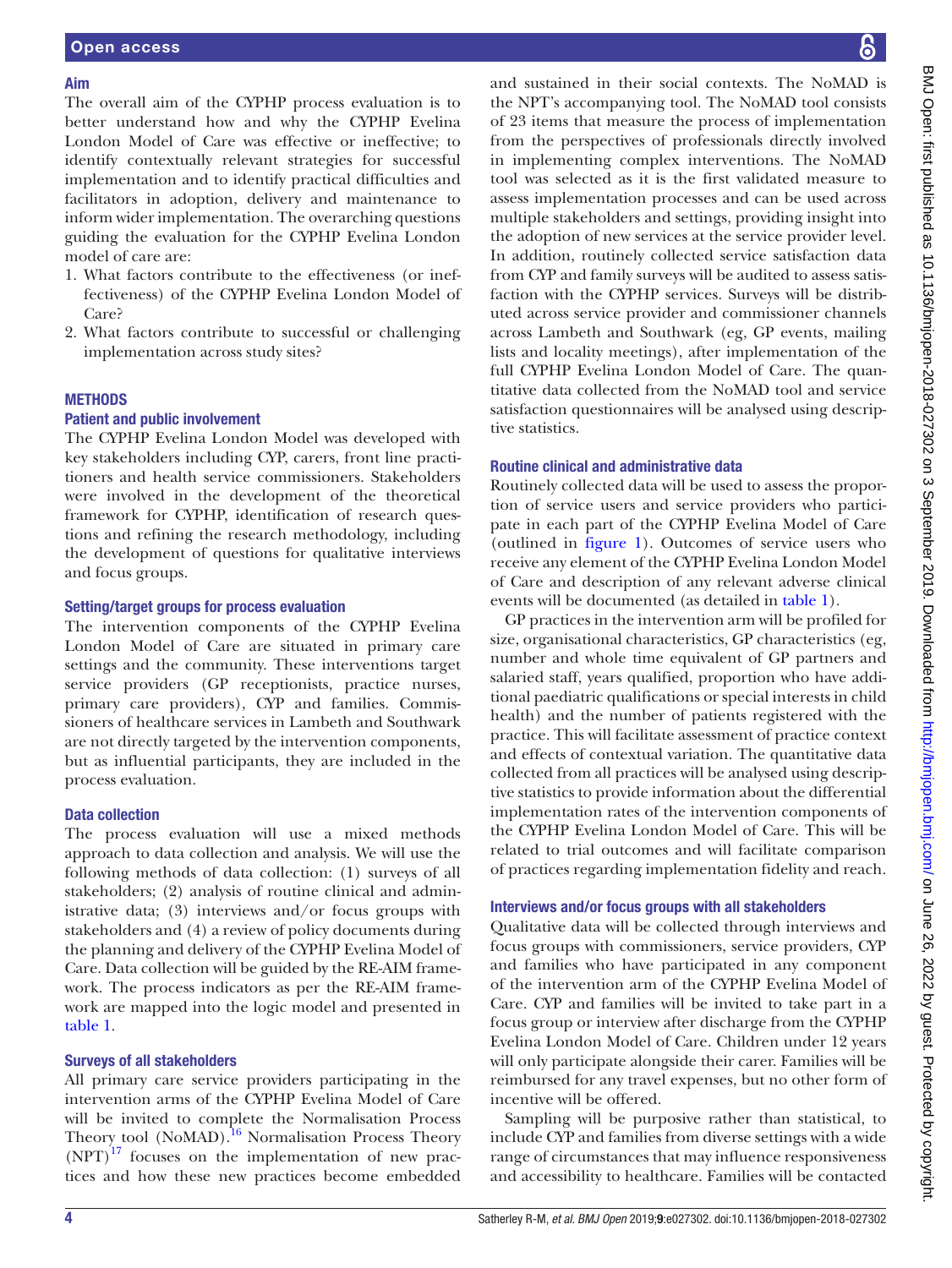### Aim

The overall aim of the CYPHP process evaluation is to better understand how and why the CYPHP Evelina London Model of Care was effective or ineffective; to identify contextually relevant strategies for successful implementation and to identify practical difficulties and facilitators in adoption, delivery and maintenance to inform wider implementation. The overarching questions guiding the evaluation for the CYPHP Evelina London model of care are:

1. What factors contribute to the effectiveness (or ineffectiveness) of the CYPHP Evelina London Model of Care?
2. What factors contribute to successful or challenging implementation across study sites?

## METHODS

### Patient and public involvement

The CYPHP Evelina London Model was developed with key stakeholders including CYP, carers, front line practitioners and health service commissioners. Stakeholders were involved in the development of the theoretical framework for CYPHP, identification of research questions and refining the research methodology, including the development of questions for qualitative interviews and focus groups.

### Setting/target groups for process evaluation

The intervention components of the CYPHP Evelina London Model of Care are situated in primary care settings and the community. These interventions target service providers (GP receptionists, practice nurses, primary care providers), CYP and families. Commissioners of healthcare services in Lambeth and Southwark are not directly targeted by the intervention components, but as influential participants, they are included in the process evaluation.

### Data collection

The process evaluation will use a mixed methods approach to data collection and analysis. We will use the following methods of data collection: (1) surveys of all stakeholders; (2) analysis of routine clinical and administrative data; (3) interviews and/or focus groups with stakeholders and (4) a review of policy documents during the planning and delivery of the CYPHP Evelina Model of Care. Data collection will be guided by the RE-AIM framework. The process indicators as per the RE-AIM framework are mapped into the logic model and presented in table 1.

### Surveys of all stakeholders

All primary care service providers participating in the intervention arms of the CYPHP Evelina Model of Care will be invited to complete the Normalisation Process Theory tool (NoMAD).[16] Normalisation Process Theory (NPT)[17] focuses on the implementation of new practices and how these new practices become embedded and sustained in their social contexts. The NoMAD is the NPT's accompanying tool. The NoMAD tool consists of 23 items that measure the process of implementation from the perspectives of professionals directly involved in implementing complex interventions. The NoMAD tool was selected as it is the first validated measure to assess implementation processes and can be used across multiple stakeholders and settings, providing insight into the adoption of new services at the service provider level. In addition, routinely collected service satisfaction data from CYP and family surveys will be audited to assess satisfaction with the CYPHP services. Surveys will be distributed across service provider and commissioner channels across Lambeth and Southwark (eg, GP events, mailing lists and locality meetings), after implementation of the full CYPHP Evelina London Model of Care. The quantitative data collected from the NoMAD tool and service satisfaction questionnaires will be analysed using descriptive statistics.

### Routine clinical and administrative data

Routinely collected data will be used to assess the proportion of service users and service providers who participate in each part of the CYPHP Evelina Model of Care (outlined in figure 1). Outcomes of service users who receive any element of the CYPHP Evelina London Model of Care and description of any relevant adverse clinical events will be documented (as detailed in table 1).

GP practices in the intervention arm will be profiled for size, organisational characteristics, GP characteristics (eg, number and whole time equivalent of GP partners and salaried staff, years qualified, proportion who have additional paediatric qualifications or special interests in child health) and the number of patients registered with the practice. This will facilitate assessment of practice context and effects of contextual variation. The quantitative data collected from all practices will be analysed using descriptive statistics to provide information about the differential implementation rates of the intervention components of the CYPHP Evelina London Model of Care. This will be related to trial outcomes and will facilitate comparison of practices regarding implementation fidelity and reach.

### Interviews and/or focus groups with all stakeholders

Qualitative data will be collected through interviews and focus groups with commissioners, service providers, CYP and families who have participated in any component of the intervention arm of the CYPHP Evelina Model of Care. CYP and families will be invited to take part in a focus group or interview after discharge from the CYPHP Evelina London Model of Care. Children under 12 years will only participate alongside their carer. Families will be reimbursed for any travel expenses, but no other form of incentive will be offered.

Sampling will be purposive rather than statistical, to include CYP and families from diverse settings with a wide range of circumstances that may influence responsiveness and accessibility to healthcare. Families will be contacted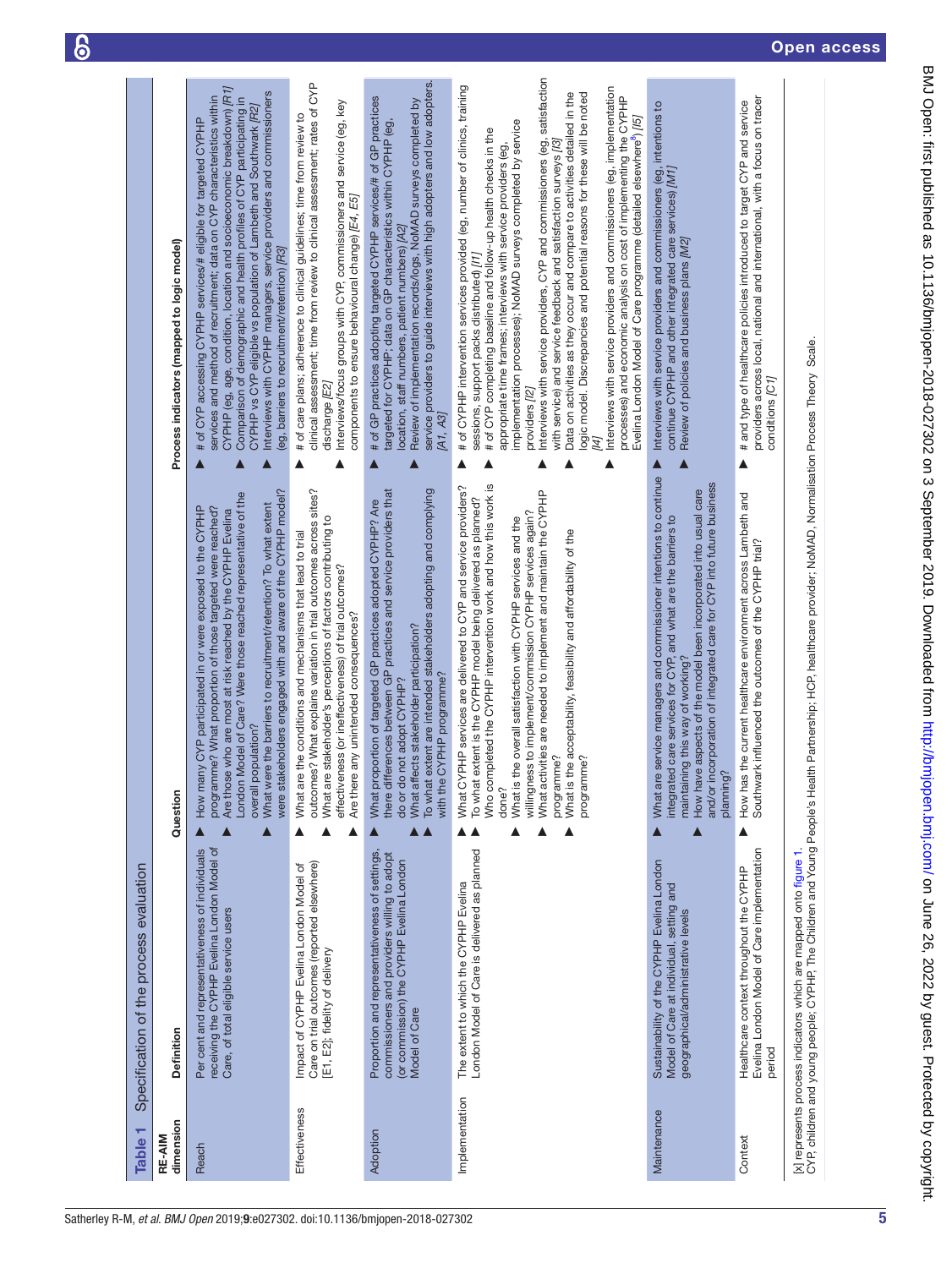**Table 1** Specification of the process evaluation

| RE-AIM dimension | Definition | Question | Process indicators (mapped to logic model) |
|---|---|---|---|
| Reach | Per cent and representativeness of individuals receiving the CYPHP Evelina London Model of Care, of total eligible service users | ▲ How many CYP participated in or were exposed to the CYPHP programme? What proportion of those targeted were reached? ▲ Are those who are most at risk reached by the CYPHP Evelina London Model of Care? Were those reached representative of the overall population? ▲ What were the barriers to recruitment/retention? To what extent were stakeholders engaged with and aware of the CYPHP model? | ▲ # of CYP accessing CYPHP services/# eligible for targeted CYPHP services and method of recruitment; data on CYP characteristics within CYPHP (eg, age, condition, location and socioeconomic breakdown) *[R1]* ▲ Comparison of demographic and health profiles of CYP participating in CYPHP vs CYP eligible vs population of Lambeth and Southwark *[R2]* ▲ Interviews with CYPHP managers, service providers and commissioners (eg, barriers to recruitment/retention) *[R3]* |
| Effectiveness | Impact of CYPHP Evelina London Model of Care on trial outcomes (reported elsewhere) [E1, E2]; fidelity of delivery | ▲ What are the conditions and mechanisms that lead to trial outcomes? What explains variation in trial outcomes across sites? ▲ What are stakeholder's perceptions of factors contributing to effectiveness (or ineffectiveness) of trial outcomes? ▲ Are there any unintended consequences? | ▲ # of care plans; adherence to clinical guidelines; time from review to clinical assessment; time from review to clinical assessment; rates of CYP discharge *[E2]* ▲ Interviews/focus groups with CYP, commissioners and service (eg, key components to ensure behavioural change) *[E4, E5]* |
| Adoption | Proportion and representativeness of settings, commissioners and providers willing to adopt (or commission) the CYPHP Evelina London Model of Care | ▲ What proportion of targeted GP practices adopted CYPHP? Are there differences between GP practices and service providers that do or do not adopt CYPHP? ▲ What affects stakeholder participation? ▲ To what extent are intended stakeholders adopting and complying with the CYPHP programme? | ▲ # of GP practices adopting targeted CYPHP services/# of GP practices targeted for CYPHP; data on GP characteristics within CYPHP (eg, location, staff numbers, patient numbers) *[A2]* ▲ Review of implementation records/logs, NoMAD surveys completed by service providers to guide interviews with high adopters and low adopters. *[A1, A3]* |
| Implementation | The extent to which the CYPHP Evelina London Model of Care is delivered as planned | ▲ What CYPHP services are delivered to CYP and service providers? ▲ To what extent is the CYPHP model being delivered as planned? ▲ Who completed the CYPHP intervention work and how this work is done? ▲ What is the overall satisfaction with CYPHP services and the willingness to implement/commission CYPHP services again? ▲ What activities are needed to implement and maintain the CYPHP programme? ▲ What is the acceptability, feasibility and affordability of the programme? | ▲ # of CYPHP intervention services provided (eg, number of clinics, training sessions, support packs distributed) *[I1]* ▲ # of CYP completing baseline and follow-up health checks in the appropriate time frames; interviews with service providers (eg, implementation processes); NoMAD surveys completed by service providers *[I2]* ▲ Interviews with service providers, CYP and commissioners (eg, satisfaction with service) and service feedback and satisfaction surveys *[I3]* ▲ Data on activities as they occur and compare to activities detailed in the logic model. Discrepancies and potential reasons for these will be noted *[I4]* ▲ Interviews with service providers and commissioners (eg, implementation processes) and economic analysis on cost of implementing the CYPHP Evelina London Model of Care programme (detailed elsewhere[8]) *[I5]* |
| Maintenance | Sustainability of the CYPHP Evelina London Model of Care at individual, setting and geographical/administrative levels | ▲ What are service managers and commissioner intentions to continue integrated care services for CYP, and what are the barriers to maintaining this way of working? ▲ How have aspects of the model been incorporated into usual care and/or incorporation of integrated care for CYP into future business planning? | ▲ Interviews with service providers and commissioners (eg, intentions to continue CYPHP and other integrated care services) *[M1]* ▲ Review of policies and business plans *[M2]* |
| Context | Healthcare context throughout the CYPHP Evelina London Model of Care implementation period | ▲ How has the current healthcare environment across Lambeth and Southwark influenced the outcomes of the CYPHP trial? | ▲ # and type of healthcare policies introduced to target CYP and service providers across local, national and international, with a focus on tracer conditions *[C1]* |

[x] represents process indicators which are mapped onto figure 1.
CYP, children and young people; CYPHP, The Children and Young People's Health Partnership; HCP, healthcare provider; NoMAD, Normalisation Process Theory Scale.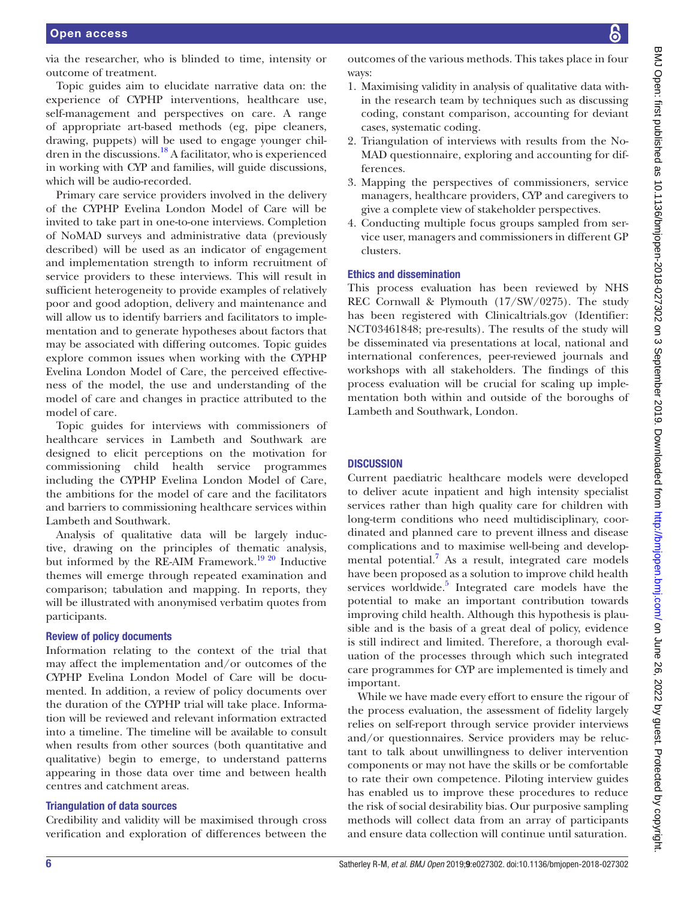via the researcher, who is blinded to time, intensity or outcome of treatment.

Topic guides aim to elucidate narrative data on: the experience of CYPHP interventions, healthcare use, self-management and perspectives on care. A range of appropriate art-based methods (eg, pipe cleaners, drawing, puppets) will be used to engage younger children in the discussions.[18] A facilitator, who is experienced in working with CYP and families, will guide discussions, which will be audio-recorded.

Primary care service providers involved in the delivery of the CYPHP Evelina London Model of Care will be invited to take part in one-to-one interviews. Completion of NoMAD surveys and administrative data (previously described) will be used as an indicator of engagement and implementation strength to inform recruitment of service providers to these interviews. This will result in sufficient heterogeneity to provide examples of relatively poor and good adoption, delivery and maintenance and will allow us to identify barriers and facilitators to implementation and to generate hypotheses about factors that may be associated with differing outcomes. Topic guides explore common issues when working with the CYPHP Evelina London Model of Care, the perceived effectiveness of the model, the use and understanding of the model of care and changes in practice attributed to the model of care.

Topic guides for interviews with commissioners of healthcare services in Lambeth and Southwark are designed to elicit perceptions on the motivation for commissioning child health service programmes including the CYPHP Evelina London Model of Care, the ambitions for the model of care and the facilitators and barriers to commissioning healthcare services within Lambeth and Southwark.

Analysis of qualitative data will be largely inductive, drawing on the principles of thematic analysis, but informed by the RE-AIM Framework.[19 20] Inductive themes will emerge through repeated examination and comparison; tabulation and mapping. In reports, they will be illustrated with anonymised verbatim quotes from participants.

### Review of policy documents

Information relating to the context of the trial that may affect the implementation and/or outcomes of the CYPHP Evelina London Model of Care will be documented. In addition, a review of policy documents over the duration of the CYPHP trial will take place. Information will be reviewed and relevant information extracted into a timeline. The timeline will be available to consult when results from other sources (both quantitative and qualitative) begin to emerge, to understand patterns appearing in those data over time and between health centres and catchment areas.

### Triangulation of data sources

Credibility and validity will be maximised through cross verification and exploration of differences between the outcomes of the various methods. This takes place in four ways:

1. Maximising validity in analysis of qualitative data within the research team by techniques such as discussing coding, constant comparison, accounting for deviant cases, systematic coding.
2. Triangulation of interviews with results from the NoMAD questionnaire, exploring and accounting for differences.
3. Mapping the perspectives of commissioners, service managers, healthcare providers, CYP and caregivers to give a complete view of stakeholder perspectives.
4. Conducting multiple focus groups sampled from service user, managers and commissioners in different GP clusters.

### Ethics and dissemination

This process evaluation has been reviewed by NHS REC Cornwall & Plymouth (17/SW/0275). The study has been registered with Clinicaltrials.gov (Identifier: NCT03461848; pre-results). The results of the study will be disseminated via presentations at local, national and international conferences, peer-reviewed journals and workshops with all stakeholders. The findings of this process evaluation will be crucial for scaling up implementation both within and outside of the boroughs of Lambeth and Southwark, London.

## DISCUSSION

Current paediatric healthcare models were developed to deliver acute inpatient and high intensity specialist services rather than high quality care for children with long-term conditions who need multidisciplinary, coordinated and planned care to prevent illness and disease complications and to maximise well-being and developmental potential.[7] As a result, integrated care models have been proposed as a solution to improve child health services worldwide.[5] Integrated care models have the potential to make an important contribution towards improving child health. Although this hypothesis is plausible and is the basis of a great deal of policy, evidence is still indirect and limited. Therefore, a thorough evaluation of the processes through which such integrated care programmes for CYP are implemented is timely and important.

While we have made every effort to ensure the rigour of the process evaluation, the assessment of fidelity largely relies on self-report through service provider interviews and/or questionnaires. Service providers may be reluctant to talk about unwillingness to deliver intervention components or may not have the skills or be comfortable to rate their own competence. Piloting interview guides has enabled us to improve these procedures to reduce the risk of social desirability bias. Our purposive sampling methods will collect data from an array of participants and ensure data collection will continue until saturation.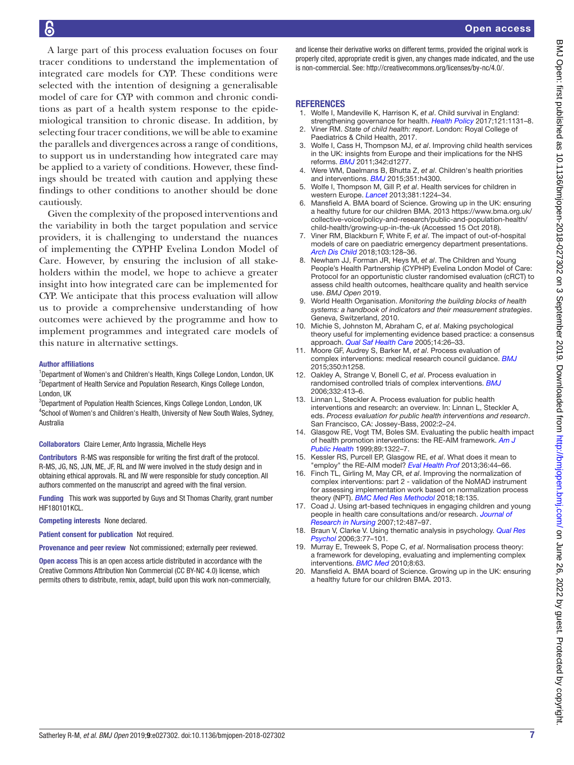A large part of this process evaluation focuses on four tracer conditions to understand the implementation of integrated care models for CYP. These conditions were selected with the intention of designing a generalisable model of care for CYP with common and chronic conditions as part of a health system response to the epidemiological transition to chronic disease. In addition, by selecting four tracer conditions, we will be able to examine the parallels and divergences across a range of conditions, to support us in understanding how integrated care may be applied to a variety of conditions. However, these findings should be treated with caution and applying these findings to other conditions to another should be done cautiously.

Given the complexity of the proposed interventions and the variability in both the target population and service providers, it is challenging to understand the nuances of implementing the CYPHP Evelina London Model of Care. However, by ensuring the inclusion of all stakeholders within the model, we hope to achieve a greater insight into how integrated care can be implemented for CYP. We anticipate that this process evaluation will allow us to provide a comprehensive understanding of how outcomes were achieved by the programme and how to implement programmes and integrated care models of this nature in alternative settings.

**Author affiliations**

[1]Department of Women's and Children's Health, Kings College London, London, UK
[2]Department of Health Service and Population Research, Kings College London, London, UK
[3]Department of Population Health Sciences, Kings College London, London, UK
[4]School of Women's and Children's Health, University of New South Wales, Sydney, Australia

**Collaborators** Claire Lemer, Anto Ingrassia, Michelle Heys

**Contributors** R-MS was responsible for writing the first draft of the protocol. R-MS, JG, NS, JJN, ME, JF, RL and IW were involved in the study design and in obtaining ethical approvals. RL and IW were responsible for study conception. All authors commented on the manuscript and agreed with the final version.

**Funding** This work was supported by Guys and St Thomas Charity, grant number HIF180101KCL.

**Competing interests** None declared.

**Patient consent for publication** Not required.

**Provenance and peer review** Not commissioned; externally peer reviewed.

**Open access** This is an open access article distributed in accordance with the Creative Commons Attribution Non Commercial (CC BY-NC 4.0) license, which permits others to distribute, remix, adapt, build upon this work non-commercially, and license their derivative works on different terms, provided the original work is properly cited, appropriate credit is given, any changes made indicated, and the use is non-commercial. See: http://creativecommons.org/licenses/by-nc/4.0/.

## REFERENCES

1. Wolfe I, Mandeville K, Harrison K, *et al*. Child survival in England: strengthening governance for health. *Health Policy* 2017;121:1131–8.
2. Viner RM. *State of child health: report*. London: Royal College of Paediatrics & Child Health, 2017.
3. Wolfe I, Cass H, Thompson MJ, *et al*. Improving child health services in the UK: insights from Europe and their implications for the NHS reforms. *BMJ* 2011;342:d1277.
4. Were WM, Daelmans B, Bhutta Z, *et al*. Children's health priorities and interventions. *BMJ* 2015;351:h4300.
5. Wolfe I, Thompson M, Gill P, *et al*. Health services for children in western Europe. *Lancet* 2013;381:1224–34.
6. Mansfield A. BMA board of Science. Growing up in the UK: ensuring a healthy future for our children BMA. 2013 https://www.bma.org.uk/collective-voice/policy-and-research/public-and-population-health/child-health/growing-up-in-the-uk (Accessed 15 Oct 2018).
7. Viner RM, Blackburn F, White F, *et al*. The impact of out-of-hospital models of care on paediatric emergency department presentations. *Arch Dis Child* 2018;103:128–36.
8. Newham JJ, Forman JR, Heys M, *et al*. The Children and Young People's Health Partnership (CYPHP) Evelina London Model of Care: Protocol for an opportunistic cluster randomised evaluation (cRCT) to assess child health outcomes, healthcare quality and health service use. *BMJ Open* 2019.
9. World Health Organisation. *Monitoring the building blocks of health systems: a handbook of indicators and their measurement strategies*. Geneva, Switzerland, 2010.
10. Michie S, Johnston M, Abraham C, *et al*. Making psychological theory useful for implementing evidence based practice: a consensus approach. *Qual Saf Health Care* 2005;14:26–33.
11. Moore GF, Audrey S, Barker M, *et al*. Process evaluation of complex interventions: medical research council guidance. *BMJ* 2015;350:h1258.
12. Oakley A, Strange V, Bonell C, *et al*. Process evaluation in randomised controlled trials of complex interventions. *BMJ* 2006;332:413–6.
13. Linnan L, Steckler A. Process evaluation for public health interventions and research: an overview. In: Linnan L, Steckler A, eds. *Process evaluation for public health interventions and research*. San Francisco, CA: Jossey-Bass, 2002:2–24.
14. Glasgow RE, Vogt TM, Boles SM. Evaluating the public health impact of health promotion interventions: the RE-AIM framework. *Am J Public Health* 1999;89:1322–7.
15. Kessler RS, Purcell EP, Glasgow RE, *et al*. What does it mean to "employ" the RE-AIM model? *Eval Health Prof* 2013;36:44–66.
16. Finch TL, Girling M, May CR, *et al*. Improving the normalization of complex interventions: part 2 - validation of the NoMAD instrument for assessing implementation work based on normalization process theory (NPT). *BMC Med Res Methodol* 2018;18:135.
17. Coad J. Using art-based techniques in engaging children and young people in health care consultations and/or research. *Journal of Research in Nursing* 2007;12:487–97.
18. Braun V, Clarke V. Using thematic analysis in psychology. *Qual Res Psychol* 2006;3:77–101.
19. Murray E, Treweek S, Pope C, *et al*. Normalisation process theory: a framework for developing, evaluating and implementing complex interventions. *BMC Med* 2010;8:63.
20. Mansfield A. BMA board of Science. Growing up in the UK: ensuring a healthy future for our children BMA. 2013.